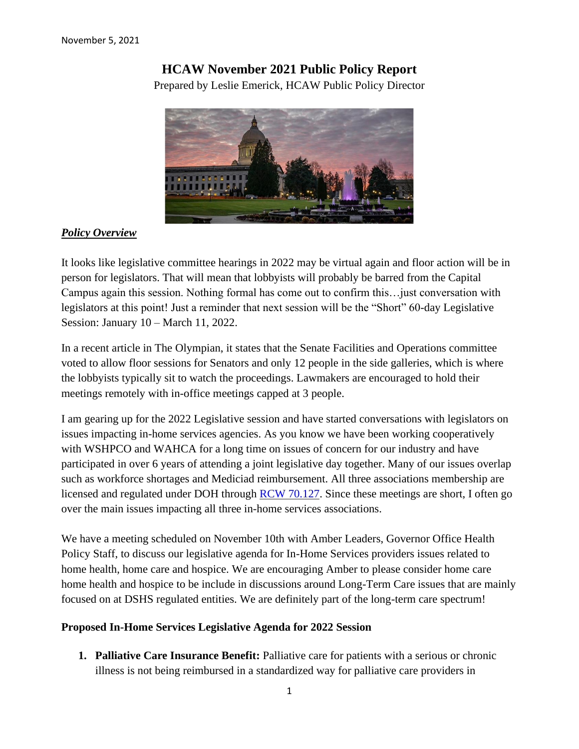November 5, 2021

# HCAW November 2021 Public Policy Report

Prepared by Leslie Emerick, HCAW Public Policy Director

***Policy Overview***

It looks like legislative committee hearings in 2022 may be virtual again and floor action will be in person for legislators. That will mean that lobbyists will probably be barred from the Capital Campus again this session. Nothing formal has come out to confirm this…just conversation with legislators at this point! Just a reminder that next session will be the "Short" 60-day Legislative Session: January 10 – March 11, 2022.

In a recent article in The Olympian, it states that the Senate Facilities and Operations committee voted to allow floor sessions for Senators and only 12 people in the side galleries, which is where the lobbyists typically sit to watch the proceedings. Lawmakers are encouraged to hold their meetings remotely with in-office meetings capped at 3 people.

I am gearing up for the 2022 Legislative session and have started conversations with legislators on issues impacting in-home services agencies. As you know we have been working cooperatively with WSHPCO and WAHCA for a long time on issues of concern for our industry and have participated in over 6 years of attending a joint legislative day together. Many of our issues overlap such as workforce shortages and Mediciad reimbursement. All three associations membership are licensed and regulated under DOH through RCW 70.127. Since these meetings are short, I often go over the main issues impacting all three in-home services associations.

We have a meeting scheduled on November 10th with Amber Leaders, Governor Office Health Policy Staff, to discuss our legislative agenda for In-Home Services providers issues related to home health, home care and hospice. We are encouraging Amber to please consider home care home health and hospice to be include in discussions around Long-Term Care issues that are mainly focused on at DSHS regulated entities. We are definitely part of the long-term care spectrum!

**Proposed In-Home Services Legislative Agenda for 2022 Session**

1. **Palliative Care Insurance Benefit:** Palliative care for patients with a serious or chronic illness is not being reimbursed in a standardized way for palliative care providers in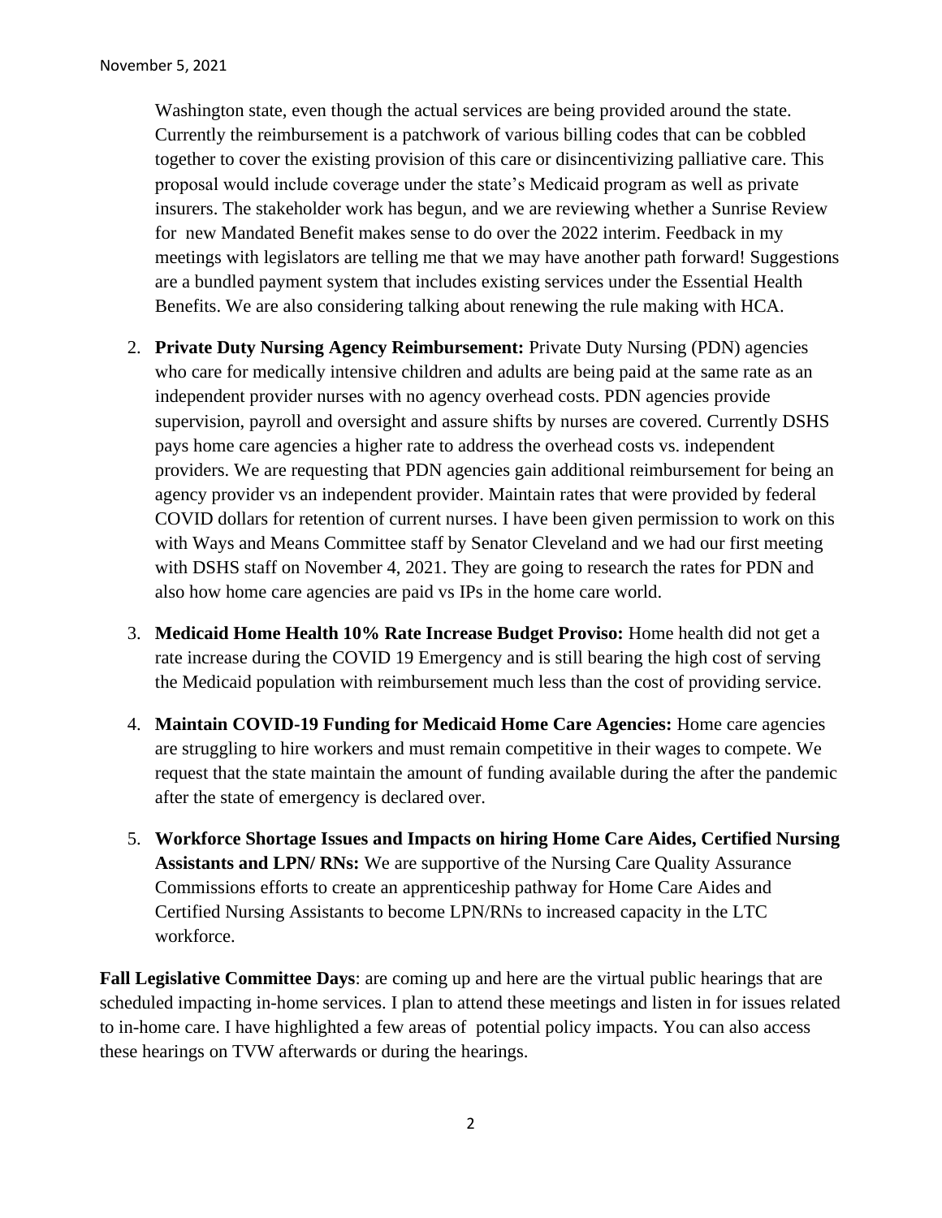Washington state, even though the actual services are being provided around the state. Currently the reimbursement is a patchwork of various billing codes that can be cobbled together to cover the existing provision of this care or disincentivizing palliative care. This proposal would include coverage under the state's Medicaid program as well as private insurers. The stakeholder work has begun, and we are reviewing whether a Sunrise Review for new Mandated Benefit makes sense to do over the 2022 interim. Feedback in my meetings with legislators are telling me that we may have another path forward! Suggestions are a bundled payment system that includes existing services under the Essential Health Benefits. We are also considering talking about renewing the rule making with HCA.

2. **Private Duty Nursing Agency Reimbursement:** Private Duty Nursing (PDN) agencies who care for medically intensive children and adults are being paid at the same rate as an independent provider nurses with no agency overhead costs. PDN agencies provide supervision, payroll and oversight and assure shifts by nurses are covered. Currently DSHS pays home care agencies a higher rate to address the overhead costs vs. independent providers. We are requesting that PDN agencies gain additional reimbursement for being an agency provider vs an independent provider. Maintain rates that were provided by federal COVID dollars for retention of current nurses. I have been given permission to work on this with Ways and Means Committee staff by Senator Cleveland and we had our first meeting with DSHS staff on November 4, 2021. They are going to research the rates for PDN and also how home care agencies are paid vs IPs in the home care world.
3. **Medicaid Home Health 10% Rate Increase Budget Proviso:** Home health did not get a rate increase during the COVID 19 Emergency and is still bearing the high cost of serving the Medicaid population with reimbursement much less than the cost of providing service.
4. **Maintain COVID-19 Funding for Medicaid Home Care Agencies:** Home care agencies are struggling to hire workers and must remain competitive in their wages to compete. We request that the state maintain the amount of funding available during the after the pandemic after the state of emergency is declared over.
5. **Workforce Shortage Issues and Impacts on hiring Home Care Aides, Certified Nursing Assistants and LPN/ RNs:** We are supportive of the Nursing Care Quality Assurance Commissions efforts to create an apprenticeship pathway for Home Care Aides and Certified Nursing Assistants to become LPN/RNs to increased capacity in the LTC workforce.

**Fall Legislative Committee Days**: are coming up and here are the virtual public hearings that are scheduled impacting in-home services. I plan to attend these meetings and listen in for issues related to in-home care. I have highlighted a few areas of potential policy impacts. You can also access these hearings on TVW afterwards or during the hearings.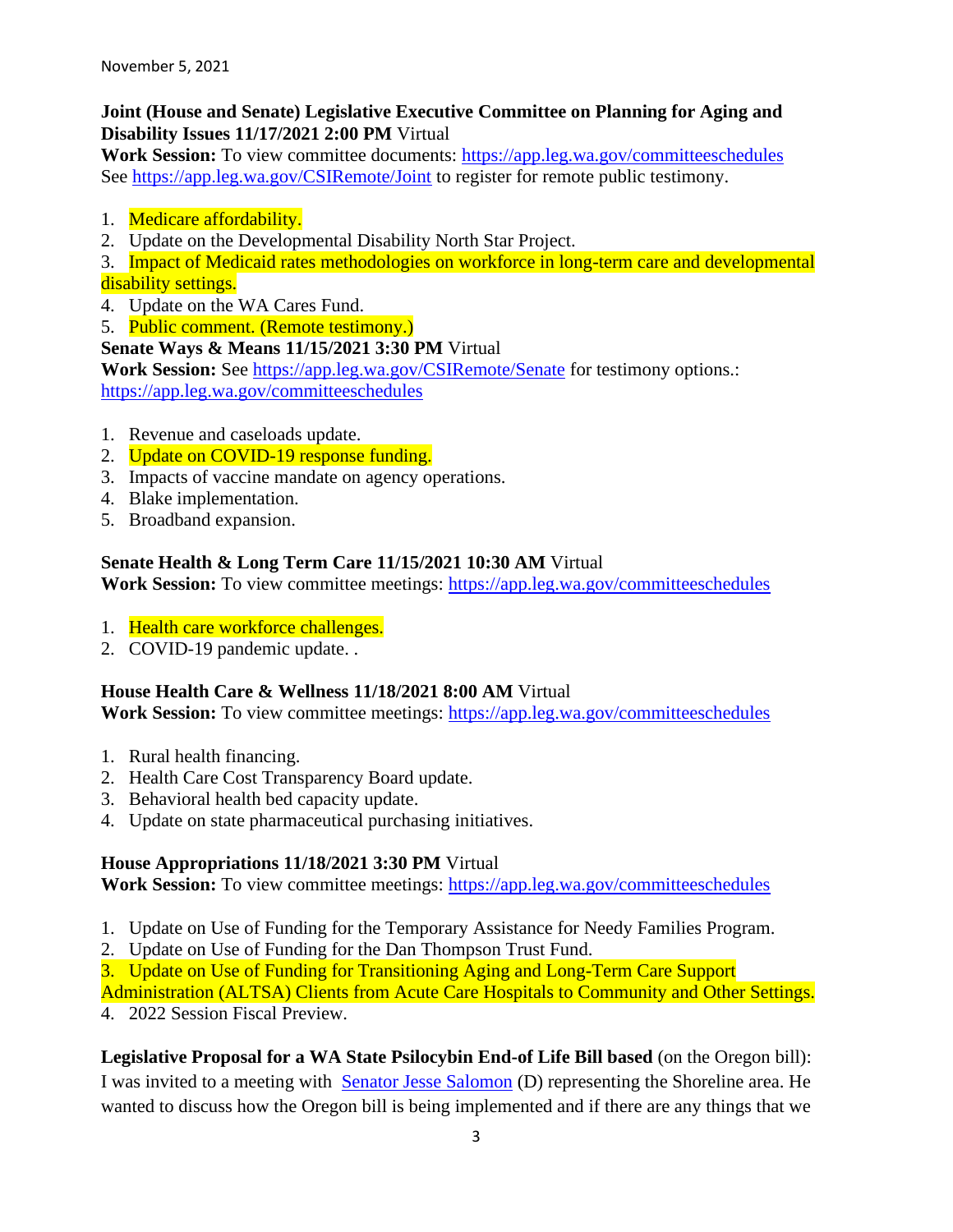November 5, 2021

**Joint (House and Senate) Legislative Executive Committee on Planning for Aging and Disability Issues 11/17/2021 2:00 PM** Virtual
**Work Session:** To view committee documents: https://app.leg.wa.gov/committeeschedules
See https://app.leg.wa.gov/CSIRemote/Joint to register for remote public testimony.

1. Medicare affordability.
2. Update on the Developmental Disability North Star Project.
3. Impact of Medicaid rates methodologies on workforce in long-term care and developmental disability settings.
4. Update on the WA Cares Fund.
5. Public comment. (Remote testimony.)

**Senate Ways & Means 11/15/2021 3:30 PM** Virtual
**Work Session:** See https://app.leg.wa.gov/CSIRemote/Senate for testimony options.: https://app.leg.wa.gov/committeeschedules

1. Revenue and caseloads update.
2. Update on COVID-19 response funding.
3. Impacts of vaccine mandate on agency operations.
4. Blake implementation.
5. Broadband expansion.

**Senate Health & Long Term Care 11/15/2021 10:30 AM** Virtual
**Work Session:** To view committee meetings: https://app.leg.wa.gov/committeeschedules

1. Health care workforce challenges.
2. COVID-19 pandemic update. .

**House Health Care & Wellness 11/18/2021 8:00 AM** Virtual
**Work Session:** To view committee meetings: https://app.leg.wa.gov/committeeschedules

1. Rural health financing.
2. Health Care Cost Transparency Board update.
3. Behavioral health bed capacity update.
4. Update on state pharmaceutical purchasing initiatives.

**House Appropriations 11/18/2021 3:30 PM** Virtual
**Work Session:** To view committee meetings: https://app.leg.wa.gov/committeeschedules

1. Update on Use of Funding for the Temporary Assistance for Needy Families Program.
2. Update on Use of Funding for the Dan Thompson Trust Fund.
3. Update on Use of Funding for Transitioning Aging and Long-Term Care Support Administration (ALTSA) Clients from Acute Care Hospitals to Community and Other Settings.
4. 2022 Session Fiscal Preview.

**Legislative Proposal for a WA State Psilocybin End-of Life Bill based** (on the Oregon bill): I was invited to a meeting with Senator Jesse Salomon (D) representing the Shoreline area. He wanted to discuss how the Oregon bill is being implemented and if there are any things that we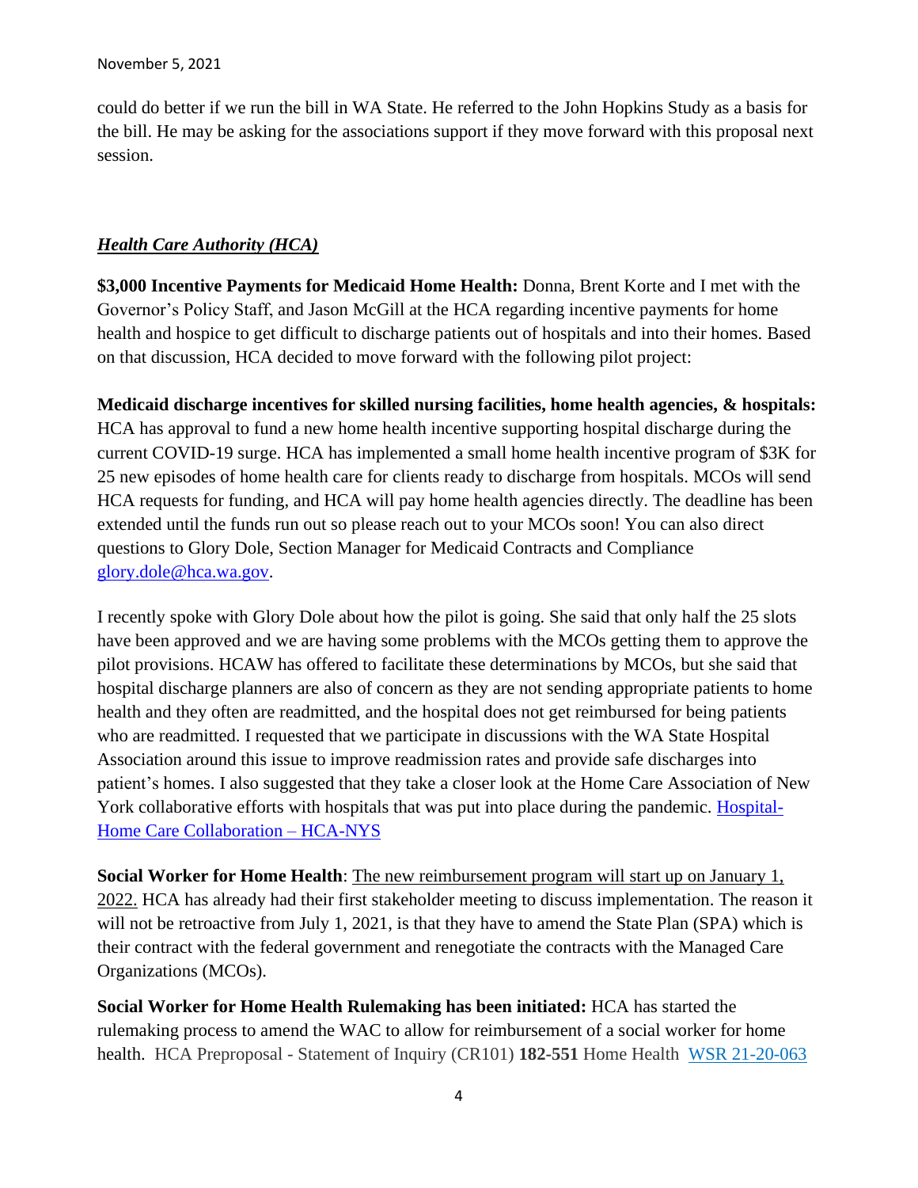could do better if we run the bill in WA State. He referred to the John Hopkins Study as a basis for the bill. He may be asking for the associations support if they move forward with this proposal next session.

## ***Health Care Authority (HCA)***

**$3,000 Incentive Payments for Medicaid Home Health:** Donna, Brent Korte and I met with the Governor's Policy Staff, and Jason McGill at the HCA regarding incentive payments for home health and hospice to get difficult to discharge patients out of hospitals and into their homes. Based on that discussion, HCA decided to move forward with the following pilot project:

**Medicaid discharge incentives for skilled nursing facilities, home health agencies, & hospitals:** HCA has approval to fund a new home health incentive supporting hospital discharge during the current COVID-19 surge. HCA has implemented a small home health incentive program of $3K for 25 new episodes of home health care for clients ready to discharge from hospitals. MCOs will send HCA requests for funding, and HCA will pay home health agencies directly. The deadline has been extended until the funds run out so please reach out to your MCOs soon! You can also direct questions to Glory Dole, Section Manager for Medicaid Contracts and Compliance [glory.dole@hca.wa.gov](mailto:glory.dole@hca.wa.gov).

I recently spoke with Glory Dole about how the pilot is going. She said that only half the 25 slots have been approved and we are having some problems with the MCOs getting them to approve the pilot provisions. HCAW has offered to facilitate these determinations by MCOs, but she said that hospital discharge planners are also of concern as they are not sending appropriate patients to home health and they often are readmitted, and the hospital does not get reimbursed for being patients who are readmitted. I requested that we participate in discussions with the WA State Hospital Association around this issue to improve readmission rates and provide safe discharges into patient's homes. I also suggested that they take a closer look at the Home Care Association of New York collaborative efforts with hospitals that was put into place during the pandemic. [Hospital-Home Care Collaboration – HCA-NYS]()

**Social Worker for Home Health**: <u>The new reimbursement program will start up on January 1, 2022.</u> HCA has already had their first stakeholder meeting to discuss implementation. The reason it will not be retroactive from July 1, 2021, is that they have to amend the State Plan (SPA) which is their contract with the federal government and renegotiate the contracts with the Managed Care Organizations (MCOs).

**Social Worker for Home Health Rulemaking has been initiated:** HCA has started the rulemaking process to amend the WAC to allow for reimbursement of a social worker for home health. HCA Preproposal - Statement of Inquiry (CR101) **182-551** Home Health [WSR 21-20-063]()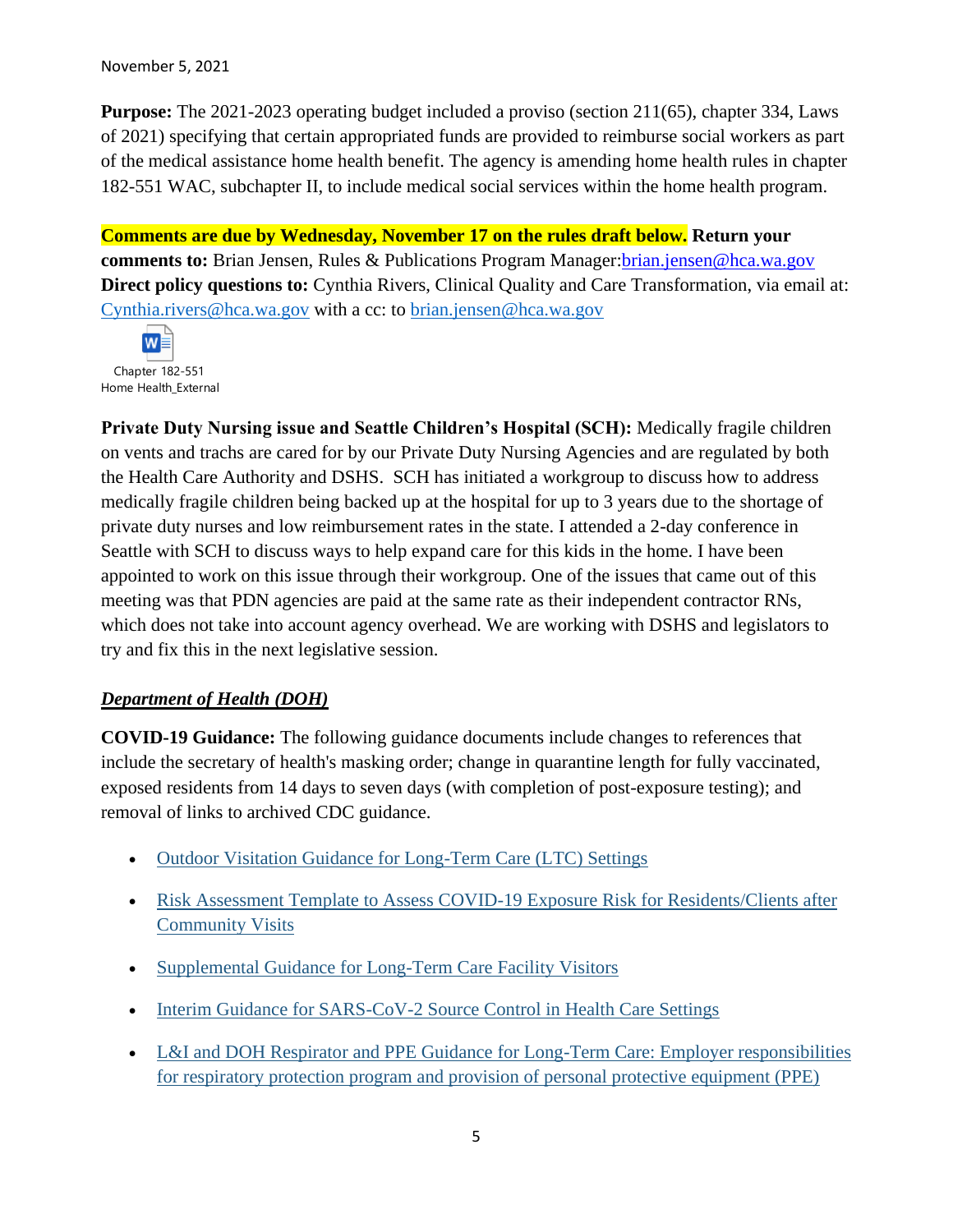November 5, 2021

**Purpose:** The 2021-2023 operating budget included a proviso (section 211(65), chapter 334, Laws of 2021) specifying that certain appropriated funds are provided to reimburse social workers as part of the medical assistance home health benefit. The agency is amending home health rules in chapter 182-551 WAC, subchapter II, to include medical social services within the home health program.

**Comments are due by Wednesday, November 17 on the rules draft below. Return your comments to:** Brian Jensen, Rules & Publications Program Manager:brian.jensen@hca.wa.gov
**Direct policy questions to:** Cynthia Rivers, Clinical Quality and Care Transformation, via email at: Cynthia.rivers@hca.wa.gov with a cc: to brian.jensen@hca.wa.gov

Chapter 182-551 Home Health_External

**Private Duty Nursing issue and Seattle Children's Hospital (SCH):** Medically fragile children on vents and trachs are cared for by our Private Duty Nursing Agencies and are regulated by both the Health Care Authority and DSHS. SCH has initiated a workgroup to discuss how to address medically fragile children being backed up at the hospital for up to 3 years due to the shortage of private duty nurses and low reimbursement rates in the state. I attended a 2-day conference in Seattle with SCH to discuss ways to help expand care for this kids in the home. I have been appointed to work on this issue through their workgroup. One of the issues that came out of this meeting was that PDN agencies are paid at the same rate as their independent contractor RNs, which does not take into account agency overhead. We are working with DSHS and legislators to try and fix this in the next legislative session.

***Department of Health (DOH)***

**COVID-19 Guidance:** The following guidance documents include changes to references that include the secretary of health's masking order; change in quarantine length for fully vaccinated, exposed residents from 14 days to seven days (with completion of post-exposure testing); and removal of links to archived CDC guidance.

- Outdoor Visitation Guidance for Long-Term Care (LTC) Settings
- Risk Assessment Template to Assess COVID-19 Exposure Risk for Residents/Clients after Community Visits
- Supplemental Guidance for Long-Term Care Facility Visitors
- Interim Guidance for SARS-CoV-2 Source Control in Health Care Settings
- L&I and DOH Respirator and PPE Guidance for Long-Term Care: Employer responsibilities for respiratory protection program and provision of personal protective equipment (PPE)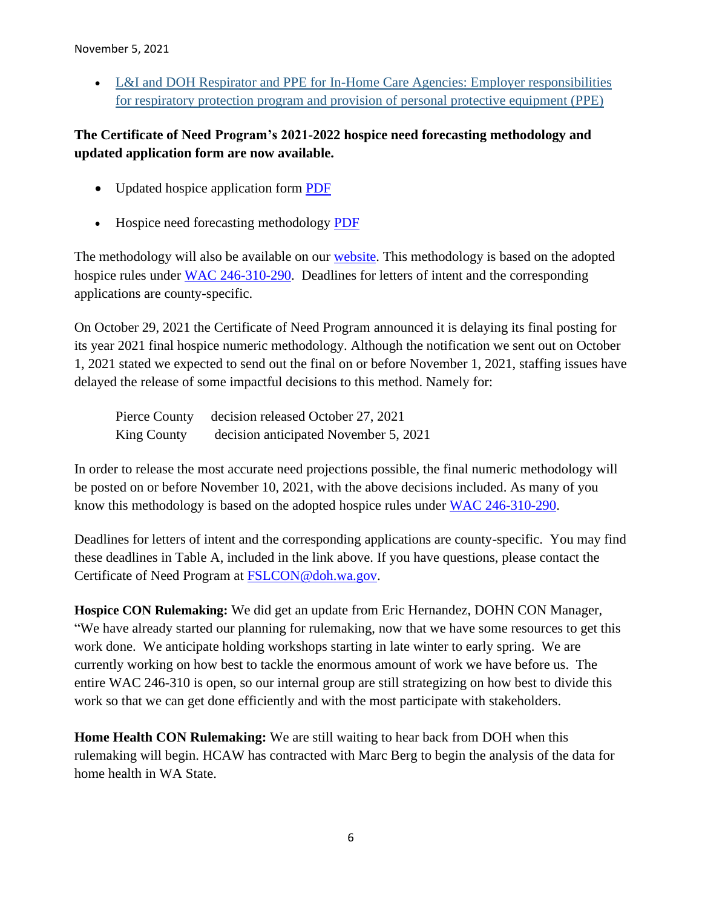- [L&I and DOH Respirator and PPE for In-Home Care Agencies: Employer responsibilities for respiratory protection program and provision of personal protective equipment (PPE)](#)

**The Certificate of Need Program's 2021-2022 hospice need forecasting methodology and updated application form are now available.**

- Updated hospice application form [PDF](#)
- Hospice need forecasting methodology [PDF](#)

The methodology will also be available on our [website](#). This methodology is based on the adopted hospice rules under [WAC 246-310-290](#). Deadlines for letters of intent and the corresponding applications are county-specific.

On October 29, 2021 the Certificate of Need Program announced it is delaying its final posting for its year 2021 final hospice numeric methodology. Although the notification we sent out on October 1, 2021 stated we expected to send out the final on or before November 1, 2021, staffing issues have delayed the release of some impactful decisions to this method. Namely for:

Pierce County decision released October 27, 2021
King County decision anticipated November 5, 2021

In order to release the most accurate need projections possible, the final numeric methodology will be posted on or before November 10, 2021, with the above decisions included. As many of you know this methodology is based on the adopted hospice rules under [WAC 246-310-290](#).

Deadlines for letters of intent and the corresponding applications are county-specific. You may find these deadlines in Table A, included in the link above. If you have questions, please contact the Certificate of Need Program at [FSLCON@doh.wa.gov](mailto:FSLCON@doh.wa.gov).

**Hospice CON Rulemaking:** We did get an update from Eric Hernandez, DOHN CON Manager, "We have already started our planning for rulemaking, now that we have some resources to get this work done. We anticipate holding workshops starting in late winter to early spring. We are currently working on how best to tackle the enormous amount of work we have before us. The entire WAC 246-310 is open, so our internal group are still strategizing on how best to divide this work so that we can get done efficiently and with the most participate with stakeholders.

**Home Health CON Rulemaking:** We are still waiting to hear back from DOH when this rulemaking will begin. HCAW has contracted with Marc Berg to begin the analysis of the data for home health in WA State.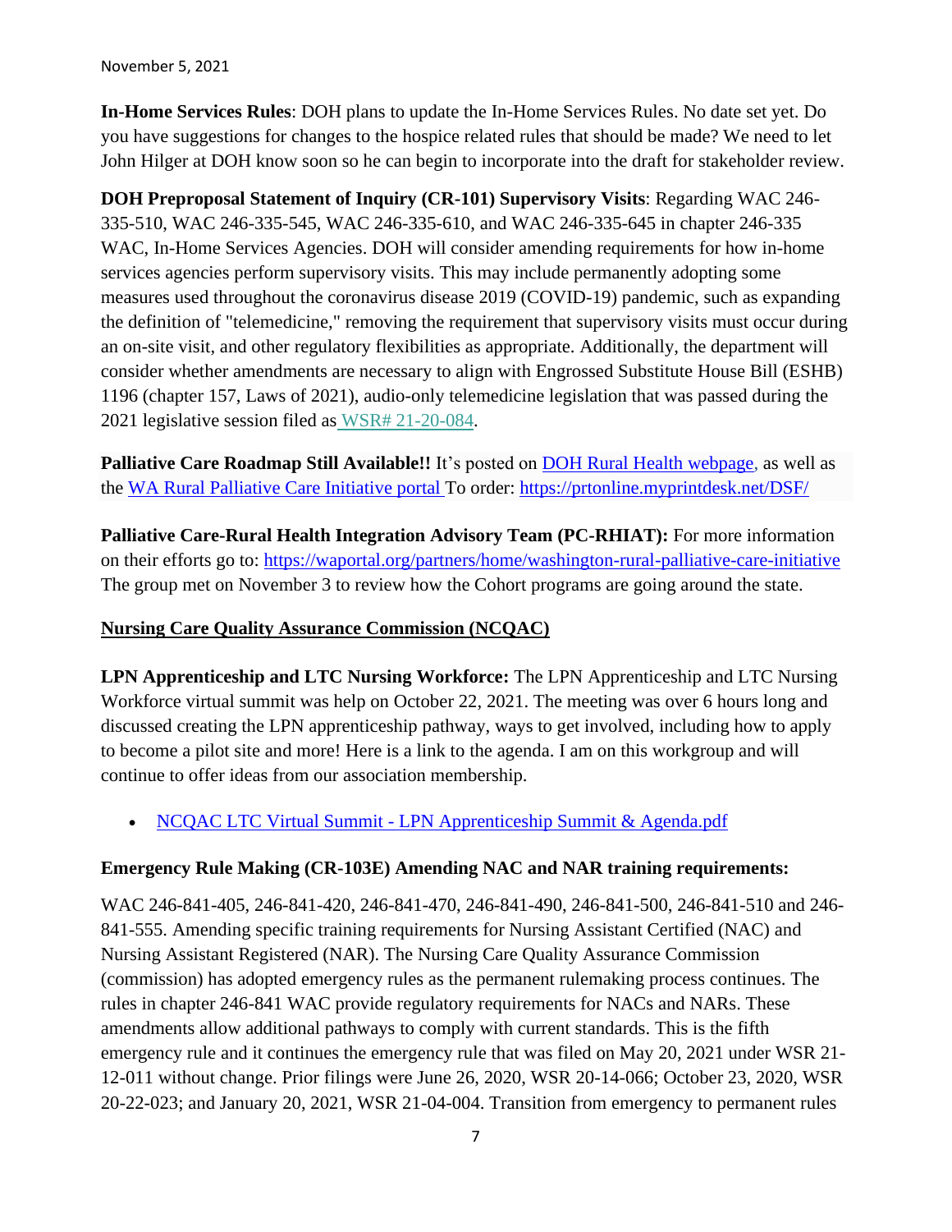**In-Home Services Rules**: DOH plans to update the In-Home Services Rules. No date set yet. Do you have suggestions for changes to the hospice related rules that should be made? We need to let John Hilger at DOH know soon so he can begin to incorporate into the draft for stakeholder review.

**DOH Preproposal Statement of Inquiry (CR-101) Supervisory Visits**: Regarding WAC 246-335-510, WAC 246-335-545, WAC 246-335-610, and WAC 246-335-645 in chapter 246-335 WAC, In-Home Services Agencies. DOH will consider amending requirements for how in-home services agencies perform supervisory visits. This may include permanently adopting some measures used throughout the coronavirus disease 2019 (COVID-19) pandemic, such as expanding the definition of "telemedicine," removing the requirement that supervisory visits must occur during an on-site visit, and other regulatory flexibilities as appropriate. Additionally, the department will consider whether amendments are necessary to align with Engrossed Substitute House Bill (ESHB) 1196 (chapter 157, Laws of 2021), audio-only telemedicine legislation that was passed during the 2021 legislative session filed as WSR# 21-20-084.

**Palliative Care Roadmap Still Available!!** It's posted on DOH Rural Health webpage, as well as the WA Rural Palliative Care Initiative portal To order: https://prtonline.myprintdesk.net/DSF/

**Palliative Care-Rural Health Integration Advisory Team (PC-RHIAT):** For more information on their efforts go to: https://waportal.org/partners/home/washington-rural-palliative-care-initiative The group met on November 3 to review how the Cohort programs are going around the state.

**Nursing Care Quality Assurance Commission (NCQAC)**

**LPN Apprenticeship and LTC Nursing Workforce:** The LPN Apprenticeship and LTC Nursing Workforce virtual summit was help on October 22, 2021. The meeting was over 6 hours long and discussed creating the LPN apprenticeship pathway, ways to get involved, including how to apply to become a pilot site and more! Here is a link to the agenda. I am on this workgroup and will continue to offer ideas from our association membership.

- NCQAC LTC Virtual Summit - LPN Apprenticeship Summit & Agenda.pdf

**Emergency Rule Making (CR-103E) Amending NAC and NAR training requirements:**

WAC 246-841-405, 246-841-420, 246-841-470, 246-841-490, 246-841-500, 246-841-510 and 246-841-555. Amending specific training requirements for Nursing Assistant Certified (NAC) and Nursing Assistant Registered (NAR). The Nursing Care Quality Assurance Commission (commission) has adopted emergency rules as the permanent rulemaking process continues. The rules in chapter 246-841 WAC provide regulatory requirements for NACs and NARs. These amendments allow additional pathways to comply with current standards. This is the fifth emergency rule and it continues the emergency rule that was filed on May 20, 2021 under WSR 21-12-011 without change. Prior filings were June 26, 2020, WSR 20-14-066; October 23, 2020, WSR 20-22-023; and January 20, 2021, WSR 21-04-004. Transition from emergency to permanent rules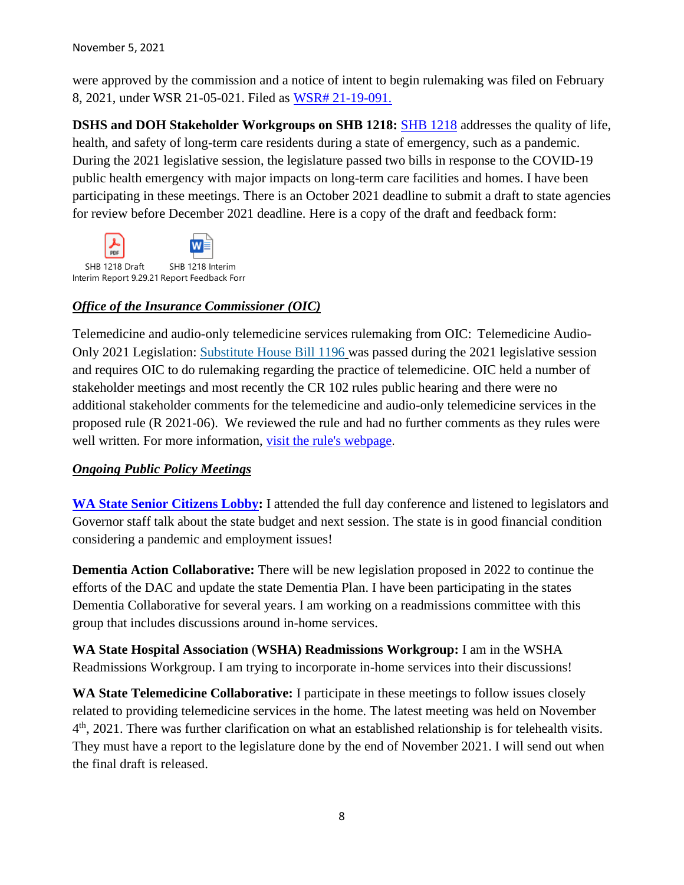were approved by the commission and a notice of intent to begin rulemaking was filed on February 8, 2021, under WSR 21-05-021. Filed as WSR# 21-19-091.

**DSHS and DOH Stakeholder Workgroups on SHB 1218:** SHB 1218 addresses the quality of life, health, and safety of long-term care residents during a state of emergency, such as a pandemic. During the 2021 legislative session, the legislature passed two bills in response to the COVID-19 public health emergency with major impacts on long-term care facilities and homes. I have been participating in these meetings. There is an October 2021 deadline to submit a draft to state agencies for review before December 2021 deadline. Here is a copy of the draft and feedback form:

SHB 1218 Draft Interim Report 9.29.21

SHB 1218 Interim Report Feedback Forr

## ***Office of the Insurance Commissioner (OIC)***

Telemedicine and audio-only telemedicine services rulemaking from OIC: Telemedicine Audio-Only 2021 Legislation: Substitute House Bill 1196 was passed during the 2021 legislative session and requires OIC to do rulemaking regarding the practice of telemedicine. OIC held a number of stakeholder meetings and most recently the CR 102 rules public hearing and there were no additional stakeholder comments for the telemedicine and audio-only telemedicine services in the proposed rule (R 2021-06). We reviewed the rule and had no further comments as they rules were well written. For more information, visit the rule's webpage.

## ***Ongoing Public Policy Meetings***

**WA State Senior Citizens Lobby:** I attended the full day conference and listened to legislators and Governor staff talk about the state budget and next session. The state is in good financial condition considering a pandemic and employment issues!

**Dementia Action Collaborative:** There will be new legislation proposed in 2022 to continue the efforts of the DAC and update the state Dementia Plan. I have been participating in the states Dementia Collaborative for several years. I am working on a readmissions committee with this group that includes discussions around in-home services.

**WA State Hospital Association (WSHA) Readmissions Workgroup:** I am in the WSHA Readmissions Workgroup. I am trying to incorporate in-home services into their discussions!

**WA State Telemedicine Collaborative:** I participate in these meetings to follow issues closely related to providing telemedicine services in the home. The latest meeting was held on November 4th, 2021. There was further clarification on what an established relationship is for telehealth visits. They must have a report to the legislature done by the end of November 2021. I will send out when the final draft is released.